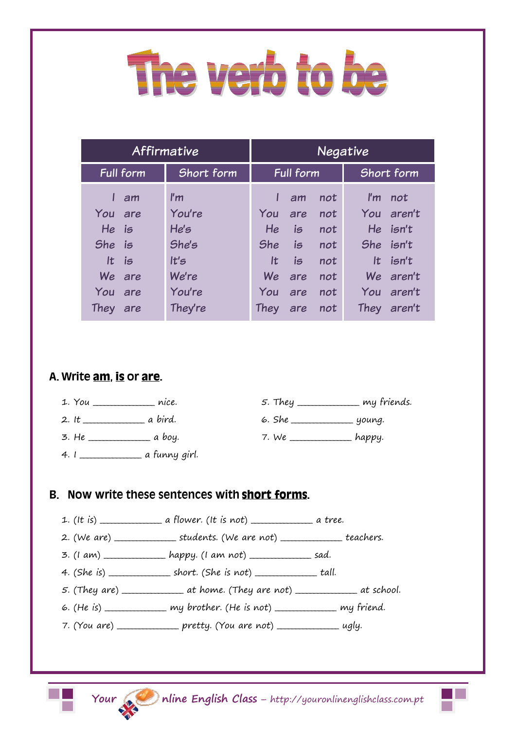# The verb to be

| Affirmative | | Negative | |
|---|---|---|---|
| Full form | Short form | Full form | Short form |
| I am | I'm | I am not | I'm not |
| You are | You're | You are not | You aren't |
| He is | He's | He is not | He isn't |
| She is | She's | She is not | She isn't |
| It is | It's | It is not | It isn't |
| We are | We're | We are not | We aren't |
| You are | You're | You are not | You aren't |
| They are | They're | They are not | They aren't |

**A. Write am, is or are.**

1. You ____________ nice.
2. It ____________ a bird.
3. He ____________ a boy.
4. I ____________ a funny girl.
5. They ____________ my friends.
6. She ____________ young.
7. We ____________ happy.

**B. Now write these sentences with short forms.**

1. (It is) ____________ a flower. (It is not) ____________ a tree.
2. (We are) ____________ students. (We are not) ____________ teachers.
3. (I am) ____________ happy. (I am not) ____________ sad.
4. (She is) ____________ short. (She is not) ____________ tall.
5. (They are) ____________ at home. (They are not) ____________ at school.
6. (He is) ____________ my brother. (He is not) ____________ my friend.
7. (You are) ____________ pretty. (You are not) ____________ ugly.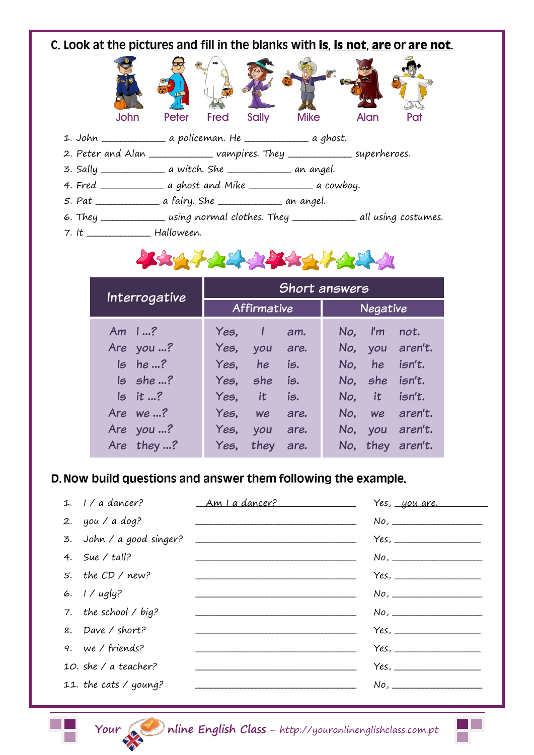C. Look at the pictures and fill in the blanks with **is**, **is not**, **are** or **are not**.

John Peter Fred Sally Mike Alan Pat

1. John ____________ a policeman. He ____________ a ghost.
2. Peter and Alan ____________ vampires. They ____________ superheroes.
3. Sally ____________ a witch. She ____________ an angel.
4. Fred ____________ a ghost and Mike ____________ a cowboy.
5. Pat ____________ a fairy. She ____________ an angel.
6. They ____________ using normal clothes. They ____________ all using costumes.
7. It ____________ Halloween.

| Interrogative | Short answers | |
|---|---|---|
| | Affirmative | Negative |
| Am I ...? | Yes, I am. | No, I'm not. |
| Are you ...? | Yes, you are. | No, you aren't. |
| Is he ...? | Yes, he is. | No, he isn't. |
| Is she ...? | Yes, she is. | No, she isn't. |
| Is it ...? | Yes, it is. | No, it isn't. |
| Are we ...? | Yes, we are. | No, we aren't. |
| Are you ...? | Yes, you are. | No, you aren't. |
| Are they ...? | Yes, they are. | No, they aren't. |

D. Now build questions and answer them following the example.

1. I / a dancer? &nbsp;&nbsp; Am I a dancer? &nbsp;&nbsp; Yes, you are.
2. you / a dog? &nbsp;&nbsp; ____________________ &nbsp;&nbsp; No, ____________
3. John / a good singer? &nbsp;&nbsp; ____________________ &nbsp;&nbsp; Yes, ____________
4. Sue / tall? &nbsp;&nbsp; ____________________ &nbsp;&nbsp; No, ____________
5. the CD / new? &nbsp;&nbsp; ____________________ &nbsp;&nbsp; Yes, ____________
6. I / ugly? &nbsp;&nbsp; ____________________ &nbsp;&nbsp; No, ____________
7. the school / big? &nbsp;&nbsp; ____________________ &nbsp;&nbsp; No, ____________
8. Dave / short? &nbsp;&nbsp; ____________________ &nbsp;&nbsp; Yes, ____________
9. we / friends? &nbsp;&nbsp; ____________________ &nbsp;&nbsp; Yes, ____________
10. she / a teacher? &nbsp;&nbsp; ____________________ &nbsp;&nbsp; Yes, ____________
11. the cats / young? &nbsp;&nbsp; ____________________ &nbsp;&nbsp; No, ____________